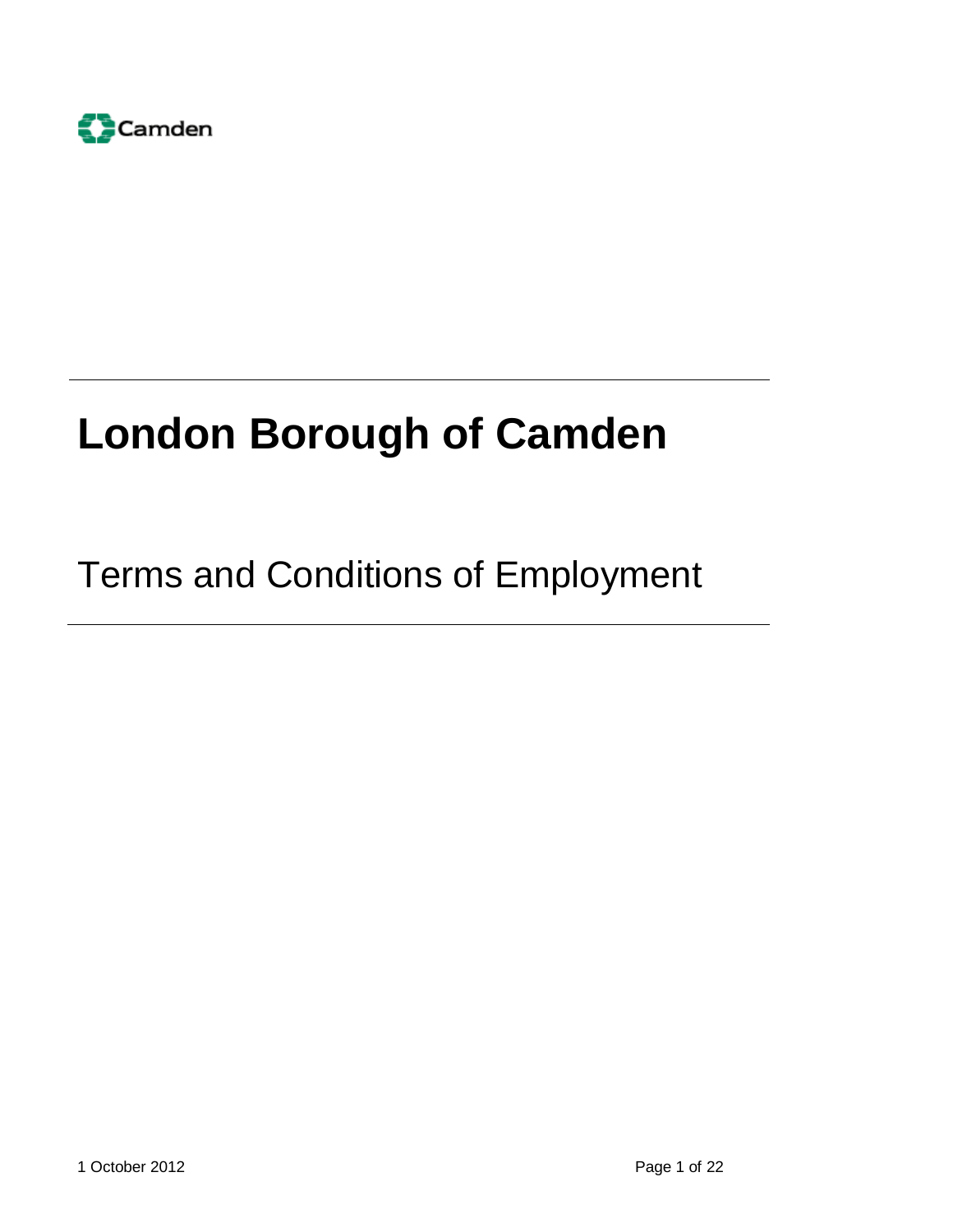Camden

# London Borough of Camden

## Terms and Conditions of Employment

1 October 2012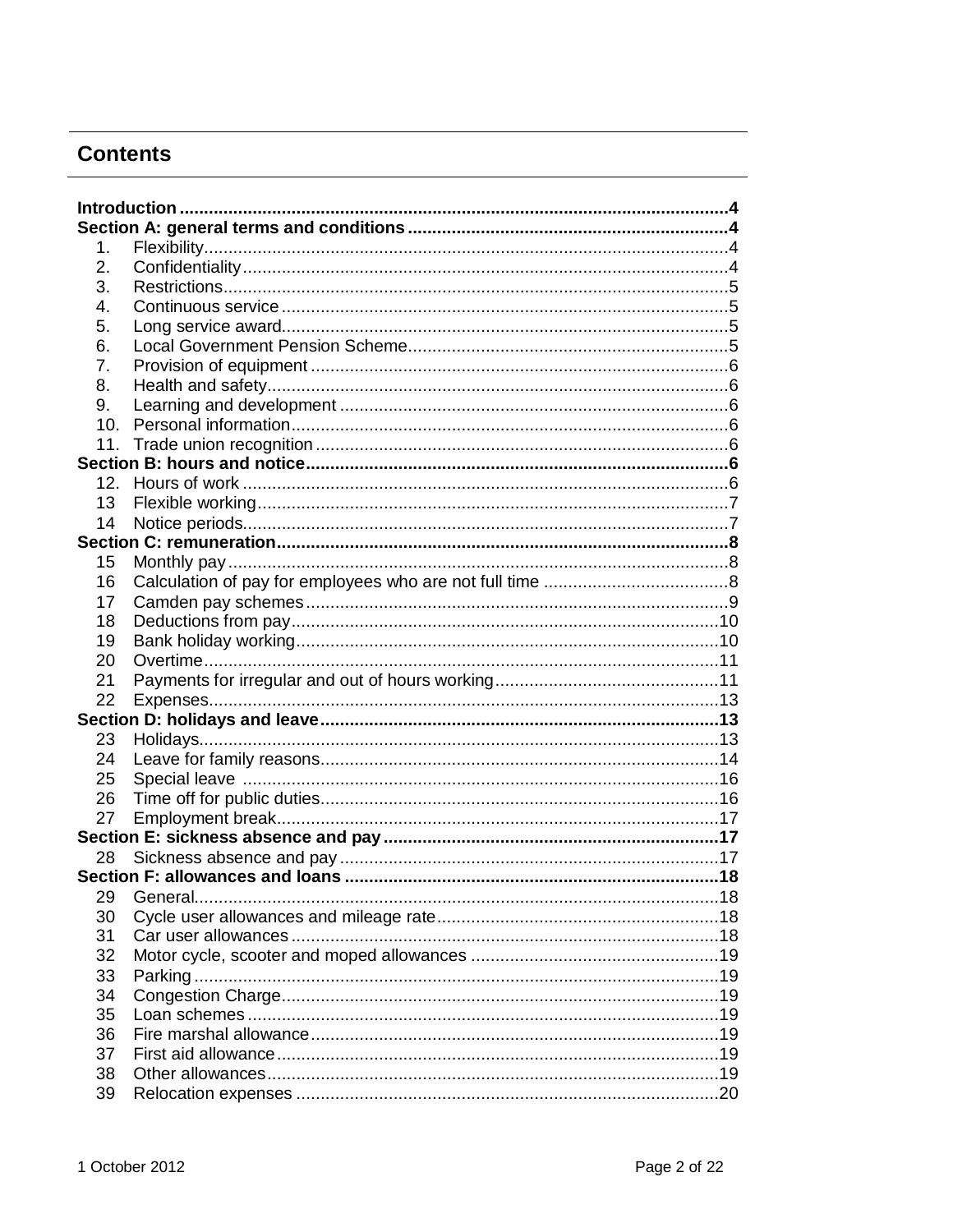## Contents

**Introduction** .......... **4**

**Section A: general terms and conditions** .......... **4**

1. Flexibility .......... 4
2. Confidentiality .......... 4
3. Restrictions .......... 5
4. Continuous service .......... 5
5. Long service award .......... 5
6. Local Government Pension Scheme .......... 5
7. Provision of equipment .......... 6
8. Health and safety .......... 6
9. Learning and development .......... 6
10. Personal information .......... 6
11. Trade union recognition .......... 6

**Section B: hours and notice** .......... **6**

12. Hours of work .......... 6
13. Flexible working .......... 7
14. Notice periods .......... 7

**Section C: remuneration** .......... **8**

15. Monthly pay .......... 8
16. Calculation of pay for employees who are not full time .......... 8
17. Camden pay schemes .......... 9
18. Deductions from pay .......... 10
19. Bank holiday working .......... 10
20. Overtime .......... 11
21. Payments for irregular and out of hours working .......... 11
22. Expenses .......... 13

**Section D: holidays and leave** .......... **13**

23. Holidays .......... 13
24. Leave for family reasons .......... 14
25. Special leave .......... 16
26. Time off for public duties .......... 16
27. Employment break .......... 17

**Section E: sickness absence and pay** .......... **17**

28. Sickness absence and pay .......... 17

**Section F: allowances and loans** .......... **18**

29. General .......... 18
30. Cycle user allowances and mileage rate .......... 18
31. Car user allowances .......... 18
32. Motor cycle, scooter and moped allowances .......... 19
33. Parking .......... 19
34. Congestion Charge .......... 19
35. Loan schemes .......... 19
36. Fire marshal allowance .......... 19
37. First aid allowance .......... 19
38. Other allowances .......... 19
39. Relocation expenses .......... 20

1 October 2012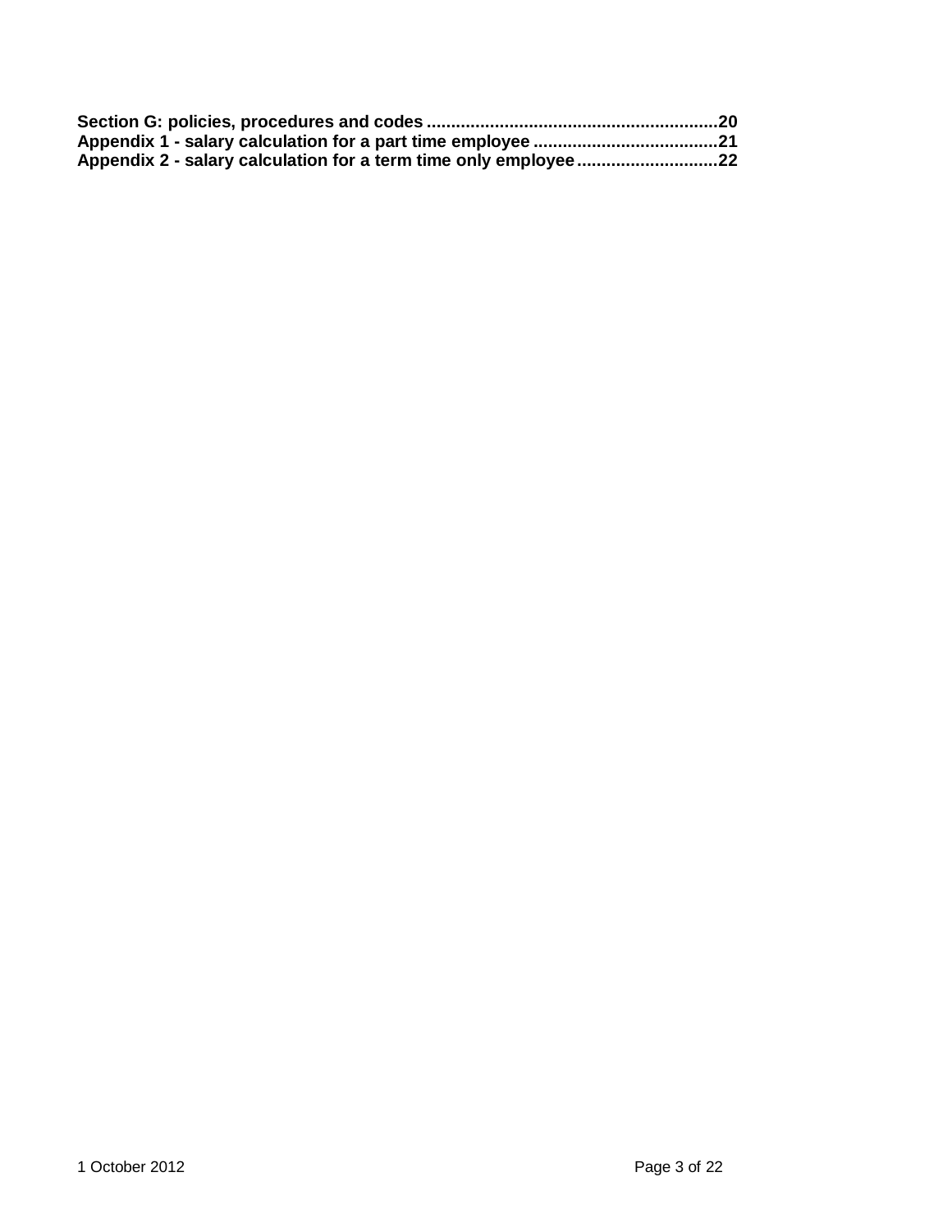**Section G: policies, procedures and codes** ........................................................... **20**
**Appendix 1 - salary calculation for a part time employee** ..................................... **21**
**Appendix 2 - salary calculation for a term time only employee** ............................ **22**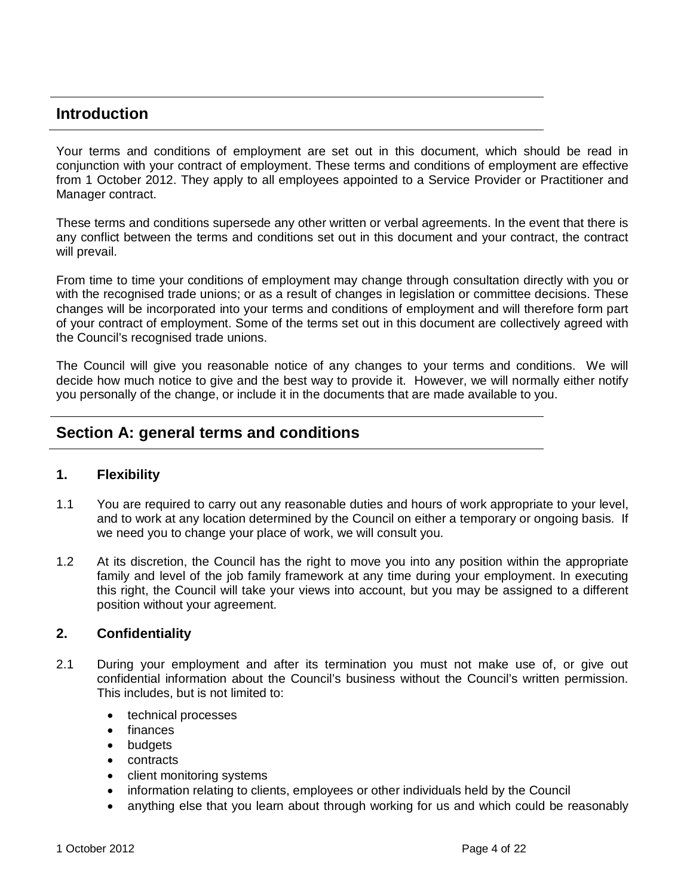## Introduction

Your terms and conditions of employment are set out in this document, which should be read in conjunction with your contract of employment. These terms and conditions of employment are effective from 1 October 2012. They apply to all employees appointed to a Service Provider or Practitioner and Manager contract.

These terms and conditions supersede any other written or verbal agreements. In the event that there is any conflict between the terms and conditions set out in this document and your contract, the contract will prevail.

From time to time your conditions of employment may change through consultation directly with you or with the recognised trade unions; or as a result of changes in legislation or committee decisions. These changes will be incorporated into your terms and conditions of employment and will therefore form part of your contract of employment. Some of the terms set out in this document are collectively agreed with the Council's recognised trade unions.

The Council will give you reasonable notice of any changes to your terms and conditions. We will decide how much notice to give and the best way to provide it. However, we will normally either notify you personally of the change, or include it in the documents that are made available to you.

## Section A: general terms and conditions

### 1. Flexibility

1.1 You are required to carry out any reasonable duties and hours of work appropriate to your level, and to work at any location determined by the Council on either a temporary or ongoing basis. If we need you to change your place of work, we will consult you.

1.2 At its discretion, the Council has the right to move you into any position within the appropriate family and level of the job family framework at any time during your employment. In executing this right, the Council will take your views into account, but you may be assigned to a different position without your agreement.

### 2. Confidentiality

2.1 During your employment and after its termination you must not make use of, or give out confidential information about the Council's business without the Council's written permission. This includes, but is not limited to:

- technical processes
- finances
- budgets
- contracts
- client monitoring systems
- information relating to clients, employees or other individuals held by the Council
- anything else that you learn about through working for us and which could be reasonably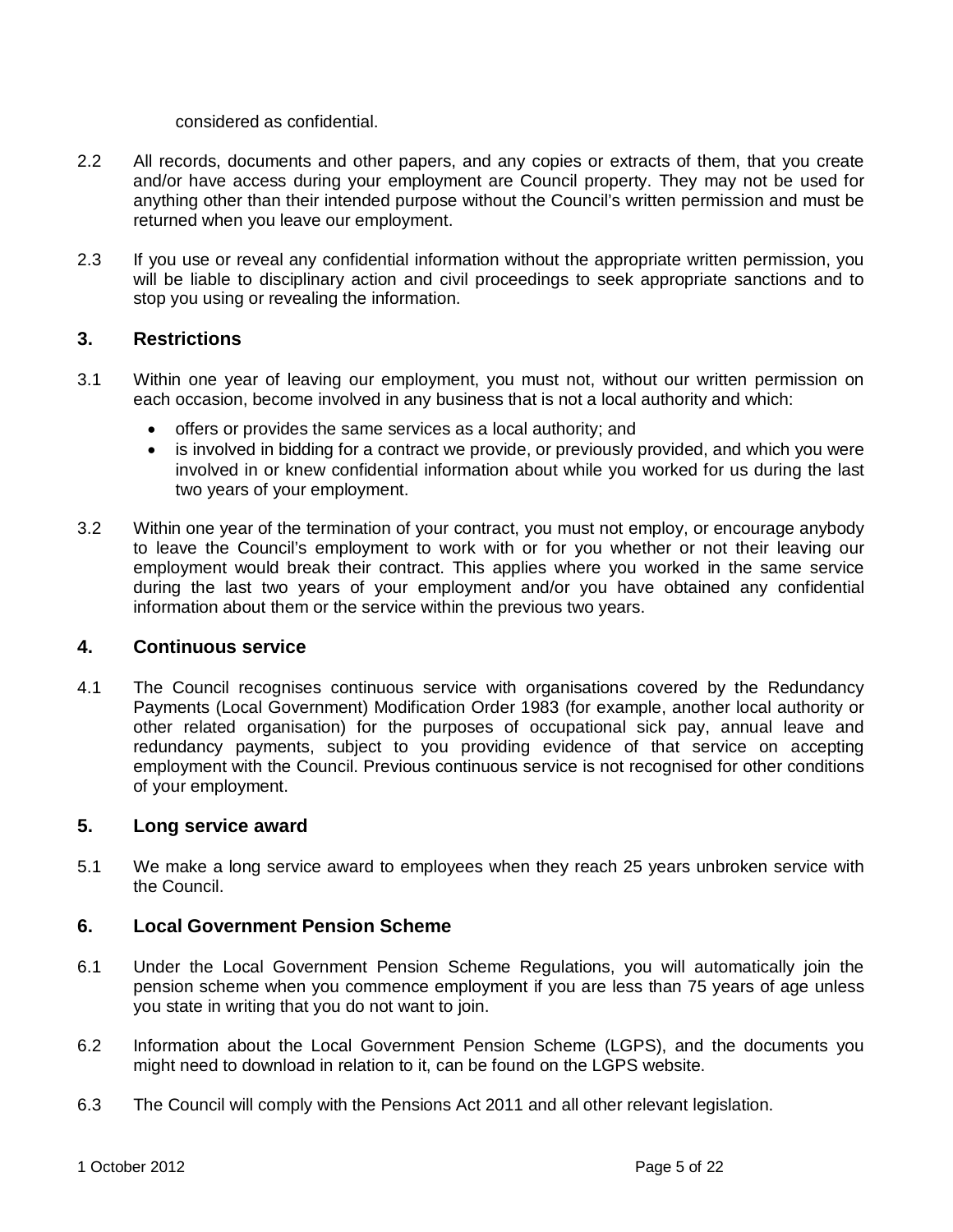considered as confidential.

2.2 All records, documents and other papers, and any copies or extracts of them, that you create and/or have access during your employment are Council property. They may not be used for anything other than their intended purpose without the Council's written permission and must be returned when you leave our employment.

2.3 If you use or reveal any confidential information without the appropriate written permission, you will be liable to disciplinary action and civil proceedings to seek appropriate sanctions and to stop you using or revealing the information.

## 3. Restrictions

3.1 Within one year of leaving our employment, you must not, without our written permission on each occasion, become involved in any business that is not a local authority and which:

- offers or provides the same services as a local authority; and
- is involved in bidding for a contract we provide, or previously provided, and which you were involved in or knew confidential information about while you worked for us during the last two years of your employment.

3.2 Within one year of the termination of your contract, you must not employ, or encourage anybody to leave the Council's employment to work with or for you whether or not their leaving our employment would break their contract. This applies where you worked in the same service during the last two years of your employment and/or you have obtained any confidential information about them or the service within the previous two years.

## 4. Continuous service

4.1 The Council recognises continuous service with organisations covered by the Redundancy Payments (Local Government) Modification Order 1983 (for example, another local authority or other related organisation) for the purposes of occupational sick pay, annual leave and redundancy payments, subject to you providing evidence of that service on accepting employment with the Council. Previous continuous service is not recognised for other conditions of your employment.

## 5. Long service award

5.1 We make a long service award to employees when they reach 25 years unbroken service with the Council.

## 6. Local Government Pension Scheme

6.1 Under the Local Government Pension Scheme Regulations, you will automatically join the pension scheme when you commence employment if you are less than 75 years of age unless you state in writing that you do not want to join.

6.2 Information about the Local Government Pension Scheme (LGPS), and the documents you might need to download in relation to it, can be found on the LGPS website.

6.3 The Council will comply with the Pensions Act 2011 and all other relevant legislation.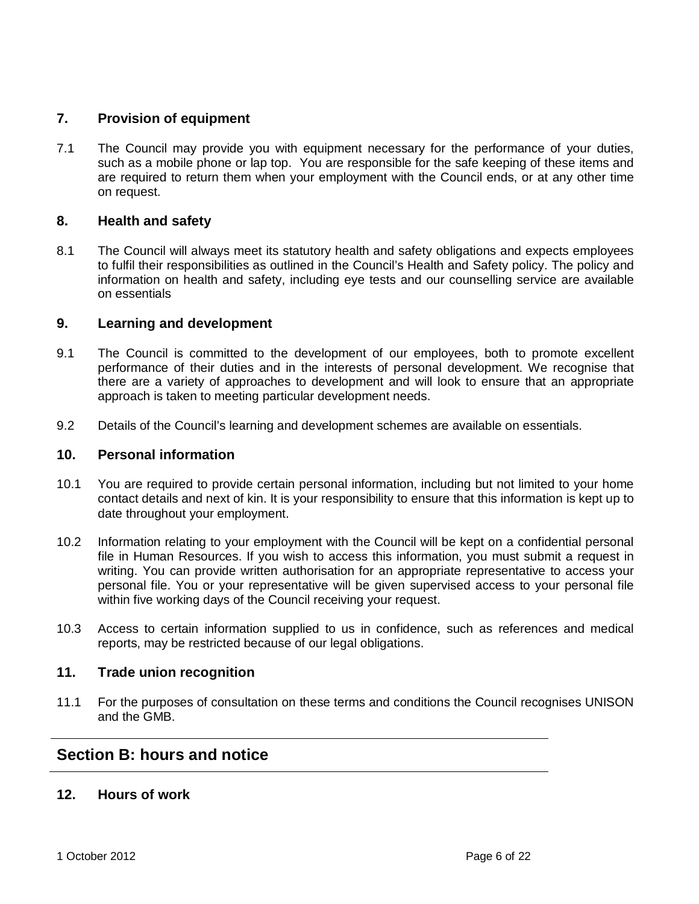## 7. Provision of equipment

7.1 The Council may provide you with equipment necessary for the performance of your duties, such as a mobile phone or lap top. You are responsible for the safe keeping of these items and are required to return them when your employment with the Council ends, or at any other time on request.

## 8. Health and safety

8.1 The Council will always meet its statutory health and safety obligations and expects employees to fulfil their responsibilities as outlined in the Council's Health and Safety policy. The policy and information on health and safety, including eye tests and our counselling service are available on essentials

## 9. Learning and development

9.1 The Council is committed to the development of our employees, both to promote excellent performance of their duties and in the interests of personal development. We recognise that there are a variety of approaches to development and will look to ensure that an appropriate approach is taken to meeting particular development needs.

9.2 Details of the Council's learning and development schemes are available on essentials.

## 10. Personal information

10.1 You are required to provide certain personal information, including but not limited to your home contact details and next of kin. It is your responsibility to ensure that this information is kept up to date throughout your employment.

10.2 Information relating to your employment with the Council will be kept on a confidential personal file in Human Resources. If you wish to access this information, you must submit a request in writing. You can provide written authorisation for an appropriate representative to access your personal file. You or your representative will be given supervised access to your personal file within five working days of the Council receiving your request.

10.3 Access to certain information supplied to us in confidence, such as references and medical reports, may be restricted because of our legal obligations.

## 11. Trade union recognition

11.1 For the purposes of consultation on these terms and conditions the Council recognises UNISON and the GMB.

# Section B: hours and notice

## 12. Hours of work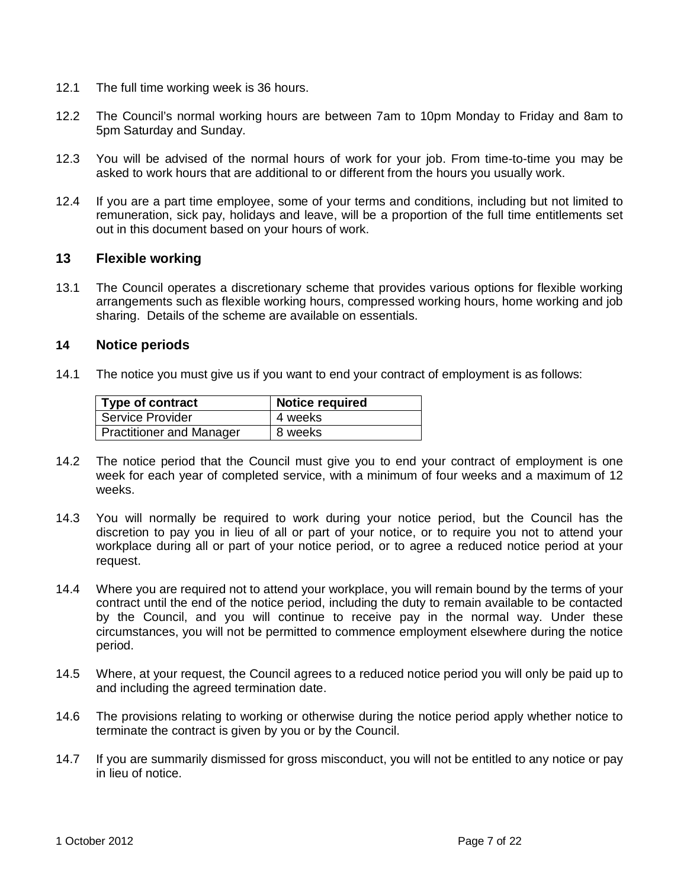12.1 The full time working week is 36 hours.

12.2 The Council's normal working hours are between 7am to 10pm Monday to Friday and 8am to 5pm Saturday and Sunday.

12.3 You will be advised of the normal hours of work for your job. From time-to-time you may be asked to work hours that are additional to or different from the hours you usually work.

12.4 If you are a part time employee, some of your terms and conditions, including but not limited to remuneration, sick pay, holidays and leave, will be a proportion of the full time entitlements set out in this document based on your hours of work.

## 13 Flexible working

13.1 The Council operates a discretionary scheme that provides various options for flexible working arrangements such as flexible working hours, compressed working hours, home working and job sharing. Details of the scheme are available on essentials.

## 14 Notice periods

14.1 The notice you must give us if you want to end your contract of employment is as follows:

| Type of contract | Notice required |
|---|---|
| Service Provider | 4 weeks |
| Practitioner and Manager | 8 weeks |

14.2 The notice period that the Council must give you to end your contract of employment is one week for each year of completed service, with a minimum of four weeks and a maximum of 12 weeks.

14.3 You will normally be required to work during your notice period, but the Council has the discretion to pay you in lieu of all or part of your notice, or to require you not to attend your workplace during all or part of your notice period, or to agree a reduced notice period at your request.

14.4 Where you are required not to attend your workplace, you will remain bound by the terms of your contract until the end of the notice period, including the duty to remain available to be contacted by the Council, and you will continue to receive pay in the normal way. Under these circumstances, you will not be permitted to commence employment elsewhere during the notice period.

14.5 Where, at your request, the Council agrees to a reduced notice period you will only be paid up to and including the agreed termination date.

14.6 The provisions relating to working or otherwise during the notice period apply whether notice to terminate the contract is given by you or by the Council.

14.7 If you are summarily dismissed for gross misconduct, you will not be entitled to any notice or pay in lieu of notice.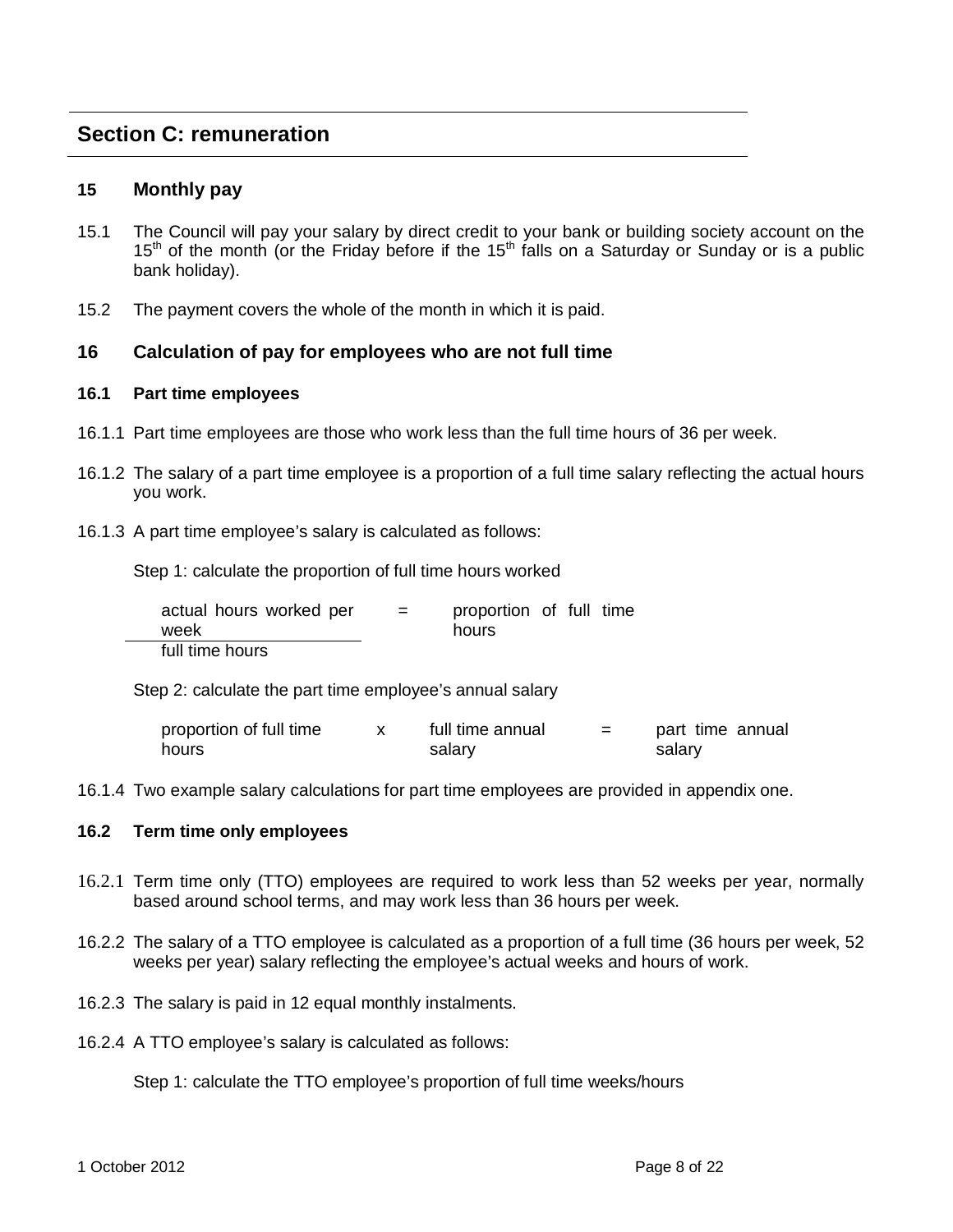## Section C: remuneration

### 15 Monthly pay

15.1 The Council will pay your salary by direct credit to your bank or building society account on the 15th of the month (or the Friday before if the 15th falls on a Saturday or Sunday or is a public bank holiday).

15.2 The payment covers the whole of the month in which it is paid.

### 16 Calculation of pay for employees who are not full time

#### 16.1 Part time employees

16.1.1 Part time employees are those who work less than the full time hours of 36 per week.

16.1.2 The salary of a part time employee is a proportion of a full time salary reflecting the actual hours you work.

16.1.3 A part time employee's salary is calculated as follows:

Step 1: calculate the proportion of full time hours worked

$$\frac{\text{actual hours worked per week}}{\text{full time hours}} = \text{proportion of full time hours}$$

Step 2: calculate the part time employee's annual salary

$$\text{proportion of full time hours} \times \text{full time annual salary} = \text{part time annual salary}$$

16.1.4 Two example salary calculations for part time employees are provided in appendix one.

#### 16.2 Term time only employees

16.2.1 Term time only (TTO) employees are required to work less than 52 weeks per year, normally based around school terms, and may work less than 36 hours per week.

16.2.2 The salary of a TTO employee is calculated as a proportion of a full time (36 hours per week, 52 weeks per year) salary reflecting the employee's actual weeks and hours of work.

16.2.3 The salary is paid in 12 equal monthly instalments.

16.2.4 A TTO employee's salary is calculated as follows:

Step 1: calculate the TTO employee's proportion of full time weeks/hours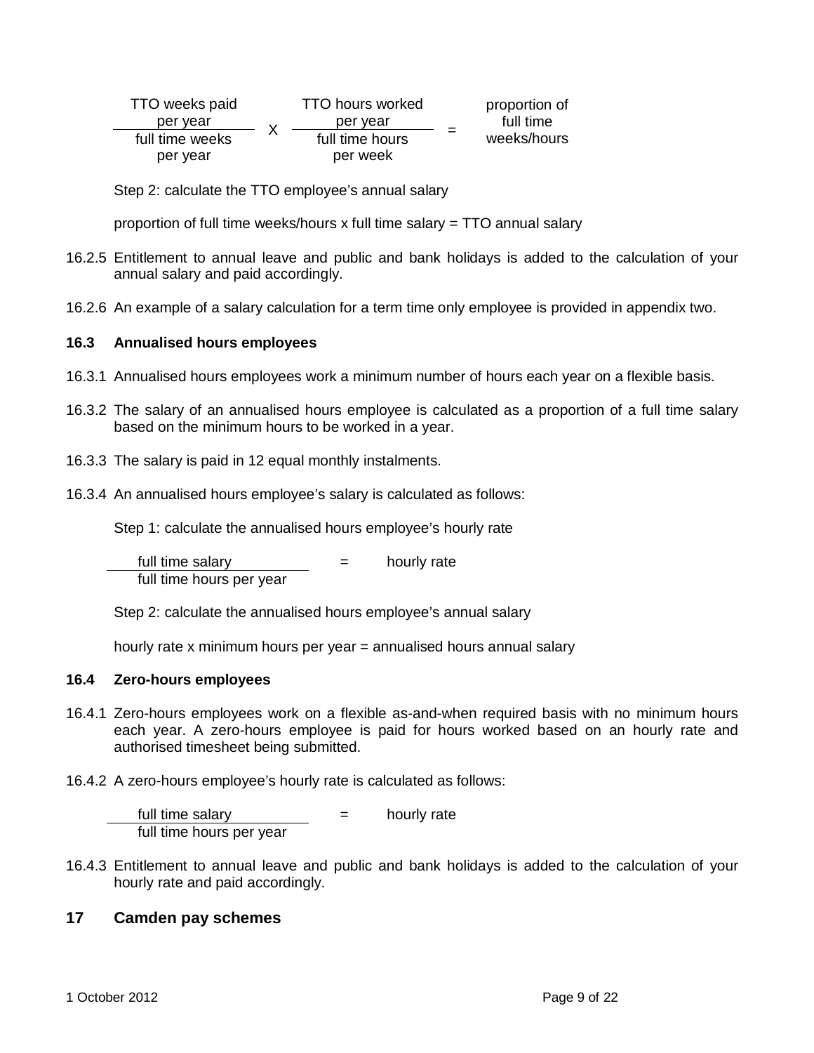$$\frac{\text{TTO weeks paid per year}}{\text{full time weeks per year}} \times \frac{\text{TTO hours worked per year}}{\text{full time hours per week}} = \text{proportion of full time weeks/hours}$$

Step 2: calculate the TTO employee's annual salary

proportion of full time weeks/hours x full time salary = TTO annual salary

16.2.5 Entitlement to annual leave and public and bank holidays is added to the calculation of your annual salary and paid accordingly.

16.2.6 An example of a salary calculation for a term time only employee is provided in appendix two.

### 16.3 Annualised hours employees

16.3.1 Annualised hours employees work a minimum number of hours each year on a flexible basis.

16.3.2 The salary of an annualised hours employee is calculated as a proportion of a full time salary based on the minimum hours to be worked in a year.

16.3.3 The salary is paid in 12 equal monthly instalments.

16.3.4 An annualised hours employee's salary is calculated as follows:

Step 1: calculate the annualised hours employee's hourly rate

$$\frac{\text{full time salary}}{\text{full time hours per year}} = \text{hourly rate}$$

Step 2: calculate the annualised hours employee's annual salary

hourly rate x minimum hours per year = annualised hours annual salary

### 16.4 Zero-hours employees

16.4.1 Zero-hours employees work on a flexible as-and-when required basis with no minimum hours each year. A zero-hours employee is paid for hours worked based on an hourly rate and authorised timesheet being submitted.

16.4.2 A zero-hours employee's hourly rate is calculated as follows:

$$\frac{\text{full time salary}}{\text{full time hours per year}} = \text{hourly rate}$$

16.4.3 Entitlement to annual leave and public and bank holidays is added to the calculation of your hourly rate and paid accordingly.

## 17 Camden pay schemes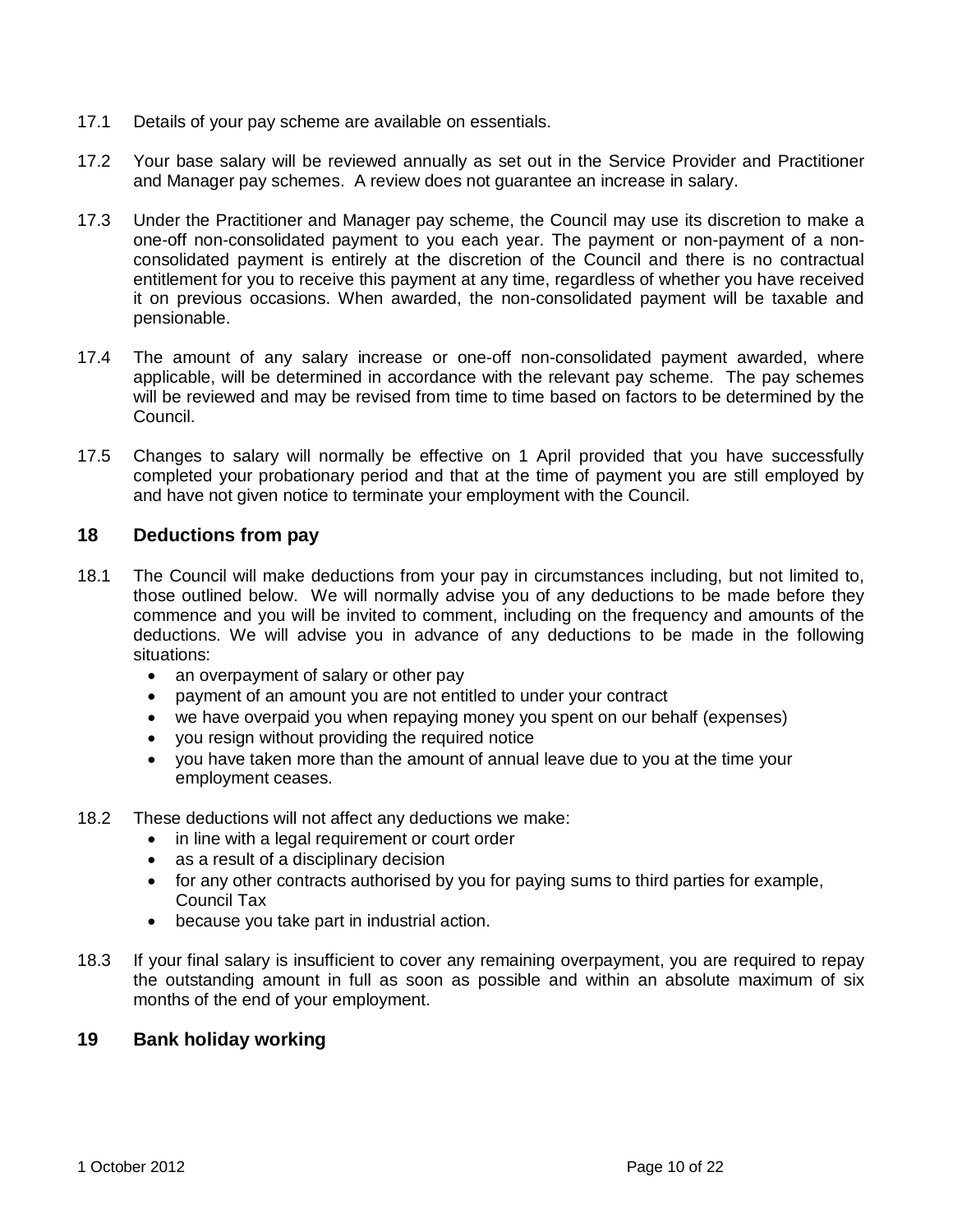17.1 Details of your pay scheme are available on essentials.

17.2 Your base salary will be reviewed annually as set out in the Service Provider and Practitioner and Manager pay schemes. A review does not guarantee an increase in salary.

17.3 Under the Practitioner and Manager pay scheme, the Council may use its discretion to make a one-off non-consolidated payment to you each year. The payment or non-payment of a non-consolidated payment is entirely at the discretion of the Council and there is no contractual entitlement for you to receive this payment at any time, regardless of whether you have received it on previous occasions. When awarded, the non-consolidated payment will be taxable and pensionable.

17.4 The amount of any salary increase or one-off non-consolidated payment awarded, where applicable, will be determined in accordance with the relevant pay scheme. The pay schemes will be reviewed and may be revised from time to time based on factors to be determined by the Council.

17.5 Changes to salary will normally be effective on 1 April provided that you have successfully completed your probationary period and that at the time of payment you are still employed by and have not given notice to terminate your employment with the Council.

## 18 Deductions from pay

18.1 The Council will make deductions from your pay in circumstances including, but not limited to, those outlined below. We will normally advise you of any deductions to be made before they commence and you will be invited to comment, including on the frequency and amounts of the deductions. We will advise you in advance of any deductions to be made in the following situations:

- an overpayment of salary or other pay
- payment of an amount you are not entitled to under your contract
- we have overpaid you when repaying money you spent on our behalf (expenses)
- you resign without providing the required notice
- you have taken more than the amount of annual leave due to you at the time your employment ceases.

18.2 These deductions will not affect any deductions we make:

- in line with a legal requirement or court order
- as a result of a disciplinary decision
- for any other contracts authorised by you for paying sums to third parties for example, Council Tax
- because you take part in industrial action.

18.3 If your final salary is insufficient to cover any remaining overpayment, you are required to repay the outstanding amount in full as soon as possible and within an absolute maximum of six months of the end of your employment.

## 19 Bank holiday working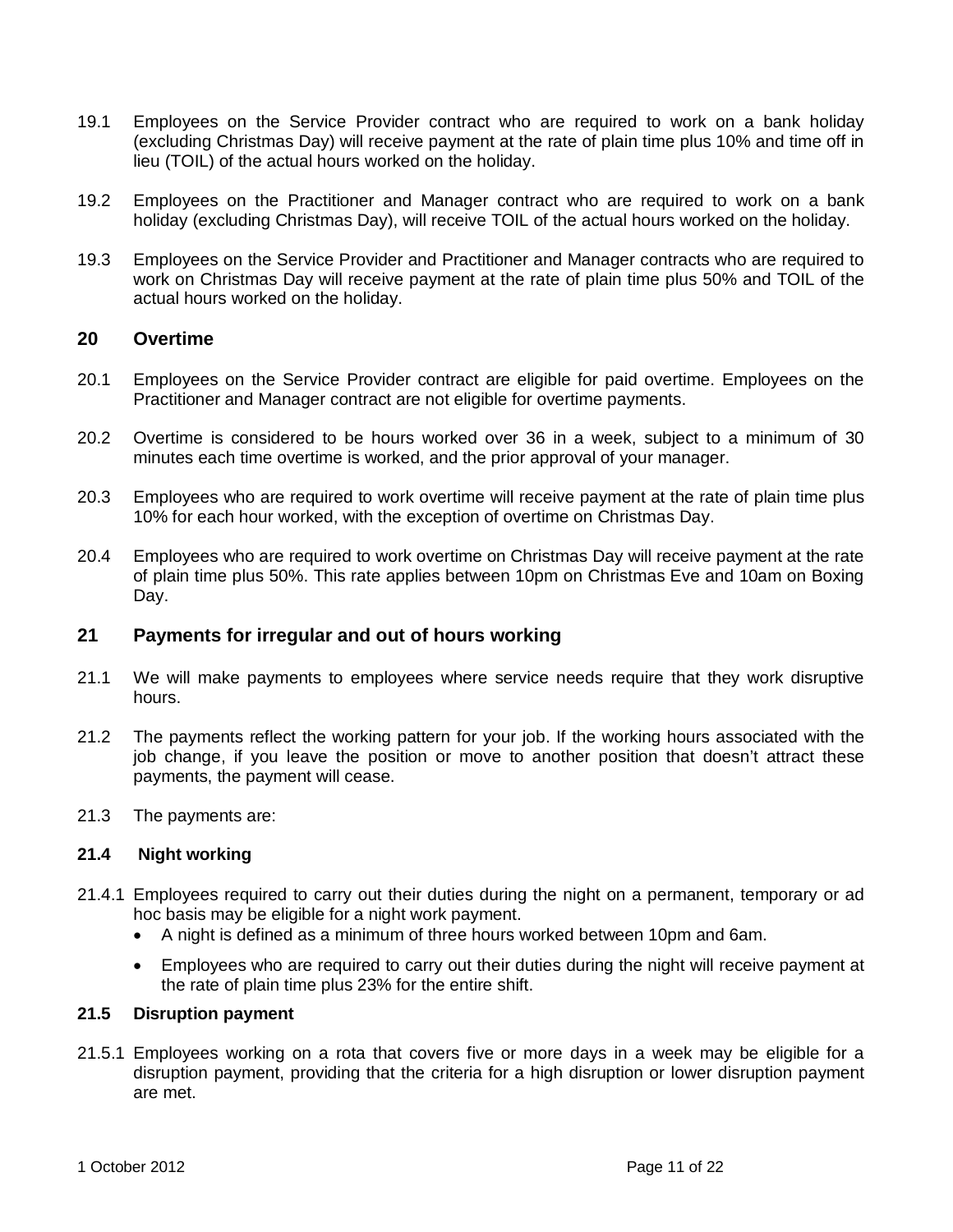19.1 Employees on the Service Provider contract who are required to work on a bank holiday (excluding Christmas Day) will receive payment at the rate of plain time plus 10% and time off in lieu (TOIL) of the actual hours worked on the holiday.

19.2 Employees on the Practitioner and Manager contract who are required to work on a bank holiday (excluding Christmas Day), will receive TOIL of the actual hours worked on the holiday.

19.3 Employees on the Service Provider and Practitioner and Manager contracts who are required to work on Christmas Day will receive payment at the rate of plain time plus 50% and TOIL of the actual hours worked on the holiday.

## 20 Overtime

20.1 Employees on the Service Provider contract are eligible for paid overtime. Employees on the Practitioner and Manager contract are not eligible for overtime payments.

20.2 Overtime is considered to be hours worked over 36 in a week, subject to a minimum of 30 minutes each time overtime is worked, and the prior approval of your manager.

20.3 Employees who are required to work overtime will receive payment at the rate of plain time plus 10% for each hour worked, with the exception of overtime on Christmas Day.

20.4 Employees who are required to work overtime on Christmas Day will receive payment at the rate of plain time plus 50%. This rate applies between 10pm on Christmas Eve and 10am on Boxing Day.

## 21 Payments for irregular and out of hours working

21.1 We will make payments to employees where service needs require that they work disruptive hours.

21.2 The payments reflect the working pattern for your job. If the working hours associated with the job change, if you leave the position or move to another position that doesn't attract these payments, the payment will cease.

21.3 The payments are:

### 21.4 Night working

21.4.1 Employees required to carry out their duties during the night on a permanent, temporary or ad hoc basis may be eligible for a night work payment.

- A night is defined as a minimum of three hours worked between 10pm and 6am.
- Employees who are required to carry out their duties during the night will receive payment at the rate of plain time plus 23% for the entire shift.

### 21.5 Disruption payment

21.5.1 Employees working on a rota that covers five or more days in a week may be eligible for a disruption payment, providing that the criteria for a high disruption or lower disruption payment are met.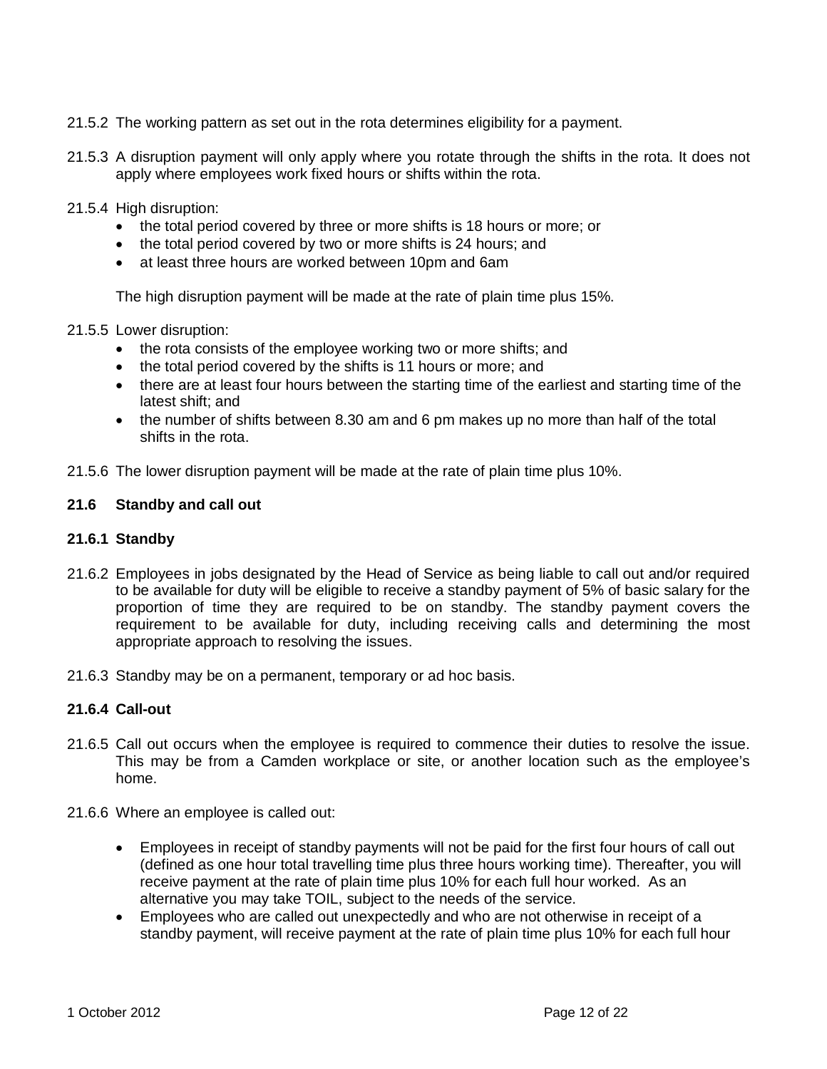21.5.2 The working pattern as set out in the rota determines eligibility for a payment.

21.5.3 A disruption payment will only apply where you rotate through the shifts in the rota. It does not apply where employees work fixed hours or shifts within the rota.

21.5.4 High disruption:

- the total period covered by three or more shifts is 18 hours or more; or
- the total period covered by two or more shifts is 24 hours; and
- at least three hours are worked between 10pm and 6am

The high disruption payment will be made at the rate of plain time plus 15%.

21.5.5 Lower disruption:

- the rota consists of the employee working two or more shifts; and
- the total period covered by the shifts is 11 hours or more; and
- there are at least four hours between the starting time of the earliest and starting time of the latest shift; and
- the number of shifts between 8.30 am and 6 pm makes up no more than half of the total shifts in the rota.

21.5.6 The lower disruption payment will be made at the rate of plain time plus 10%.

### 21.6 Standby and call out

#### 21.6.1 Standby

21.6.2 Employees in jobs designated by the Head of Service as being liable to call out and/or required to be available for duty will be eligible to receive a standby payment of 5% of basic salary for the proportion of time they are required to be on standby. The standby payment covers the requirement to be available for duty, including receiving calls and determining the most appropriate approach to resolving the issues.

21.6.3 Standby may be on a permanent, temporary or ad hoc basis.

#### 21.6.4 Call-out

21.6.5 Call out occurs when the employee is required to commence their duties to resolve the issue. This may be from a Camden workplace or site, or another location such as the employee's home.

21.6.6 Where an employee is called out:

- Employees in receipt of standby payments will not be paid for the first four hours of call out (defined as one hour total travelling time plus three hours working time). Thereafter, you will receive payment at the rate of plain time plus 10% for each full hour worked. As an alternative you may take TOIL, subject to the needs of the service.
- Employees who are called out unexpectedly and who are not otherwise in receipt of a standby payment, will receive payment at the rate of plain time plus 10% for each full hour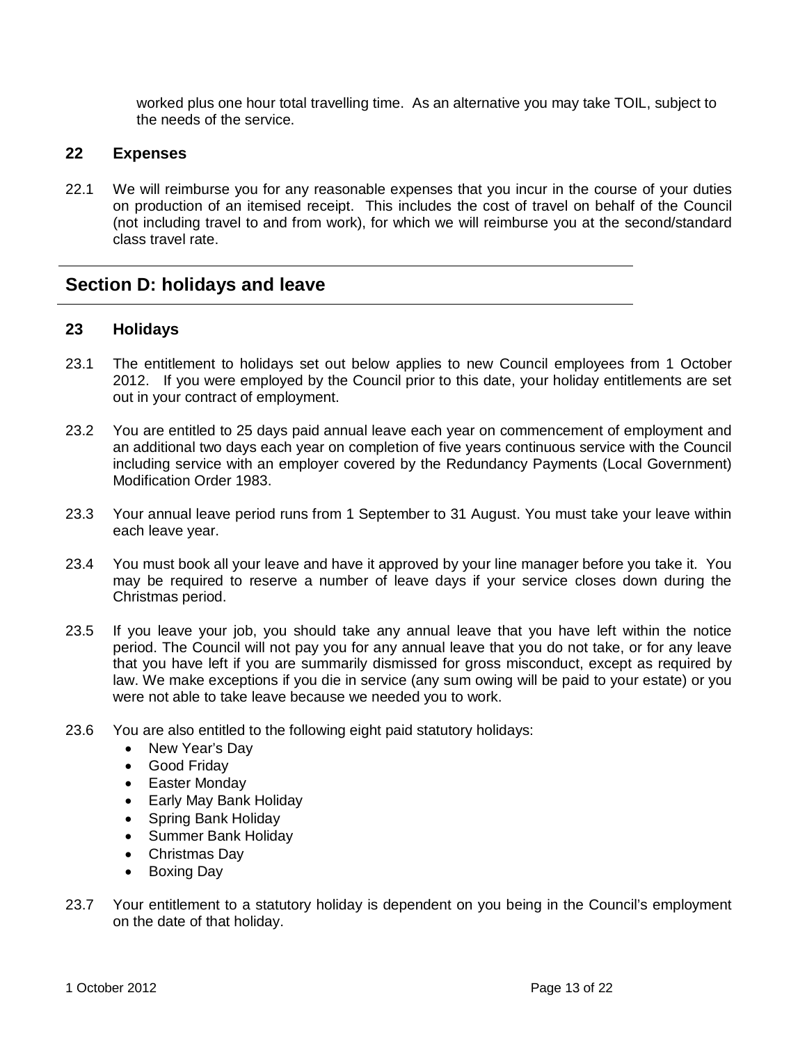worked plus one hour total travelling time. As an alternative you may take TOIL, subject to the needs of the service.

### 22 Expenses

22.1 We will reimburse you for any reasonable expenses that you incur in the course of your duties on production of an itemised receipt. This includes the cost of travel on behalf of the Council (not including travel to and from work), for which we will reimburse you at the second/standard class travel rate.

## Section D: holidays and leave

### 23 Holidays

23.1 The entitlement to holidays set out below applies to new Council employees from 1 October 2012. If you were employed by the Council prior to this date, your holiday entitlements are set out in your contract of employment.

23.2 You are entitled to 25 days paid annual leave each year on commencement of employment and an additional two days each year on completion of five years continuous service with the Council including service with an employer covered by the Redundancy Payments (Local Government) Modification Order 1983.

23.3 Your annual leave period runs from 1 September to 31 August. You must take your leave within each leave year.

23.4 You must book all your leave and have it approved by your line manager before you take it. You may be required to reserve a number of leave days if your service closes down during the Christmas period.

23.5 If you leave your job, you should take any annual leave that you have left within the notice period. The Council will not pay you for any annual leave that you do not take, or for any leave that you have left if you are summarily dismissed for gross misconduct, except as required by law. We make exceptions if you die in service (any sum owing will be paid to your estate) or you were not able to take leave because we needed you to work.

23.6 You are also entitled to the following eight paid statutory holidays:

- New Year's Day
- Good Friday
- Easter Monday
- Early May Bank Holiday
- Spring Bank Holiday
- Summer Bank Holiday
- Christmas Day
- Boxing Day

23.7 Your entitlement to a statutory holiday is dependent on you being in the Council's employment on the date of that holiday.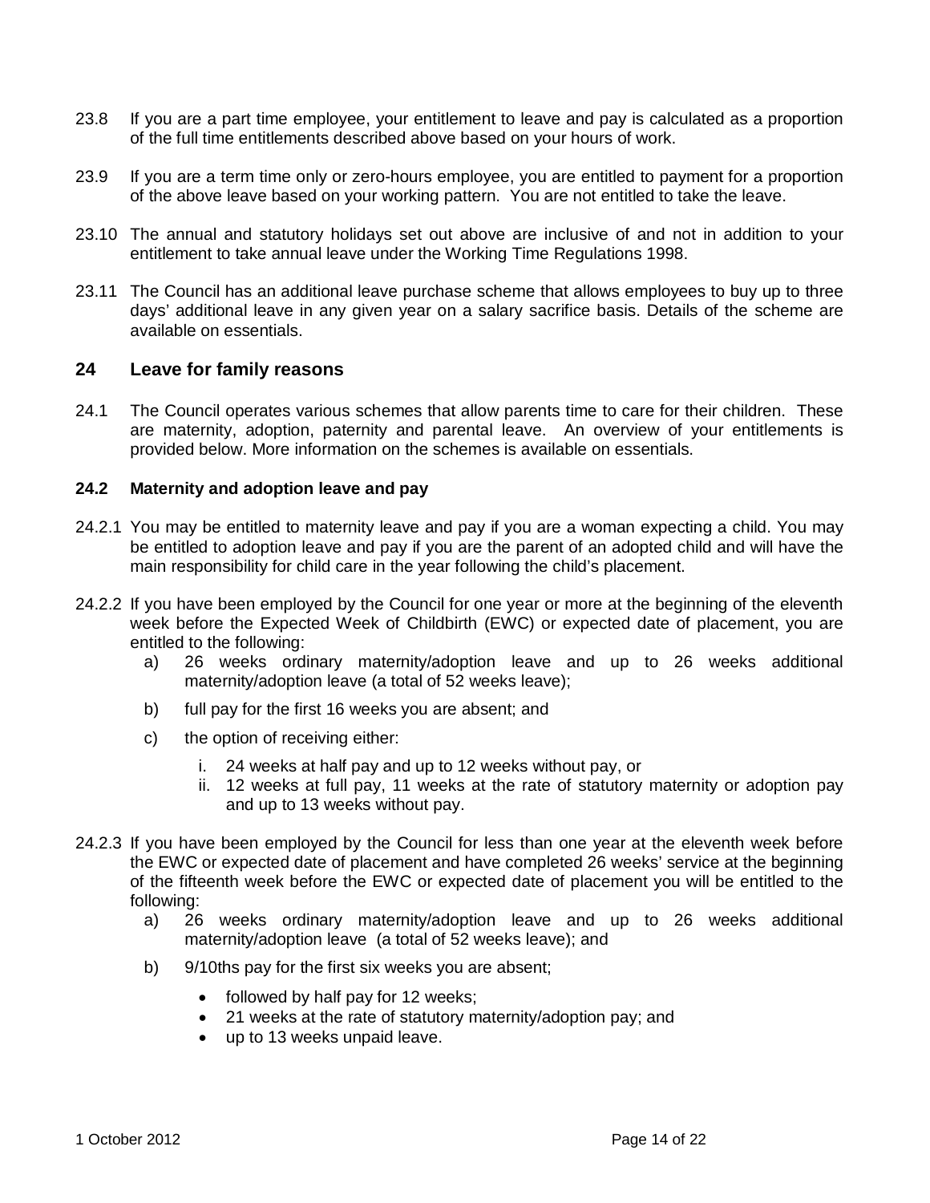23.8 If you are a part time employee, your entitlement to leave and pay is calculated as a proportion of the full time entitlements described above based on your hours of work.

23.9 If you are a term time only or zero-hours employee, you are entitled to payment for a proportion of the above leave based on your working pattern. You are not entitled to take the leave.

23.10 The annual and statutory holidays set out above are inclusive of and not in addition to your entitlement to take annual leave under the Working Time Regulations 1998.

23.11 The Council has an additional leave purchase scheme that allows employees to buy up to three days' additional leave in any given year on a salary sacrifice basis. Details of the scheme are available on essentials.

## 24 Leave for family reasons

24.1 The Council operates various schemes that allow parents time to care for their children. These are maternity, adoption, paternity and parental leave. An overview of your entitlements is provided below. More information on the schemes is available on essentials.

### 24.2 Maternity and adoption leave and pay

24.2.1 You may be entitled to maternity leave and pay if you are a woman expecting a child. You may be entitled to adoption leave and pay if you are the parent of an adopted child and will have the main responsibility for child care in the year following the child's placement.

24.2.2 If you have been employed by the Council for one year or more at the beginning of the eleventh week before the Expected Week of Childbirth (EWC) or expected date of placement, you are entitled to the following:

a) 26 weeks ordinary maternity/adoption leave and up to 26 weeks additional maternity/adoption leave (a total of 52 weeks leave);

b) full pay for the first 16 weeks you are absent; and

c) the option of receiving either:

   i. 24 weeks at half pay and up to 12 weeks without pay, or
   ii. 12 weeks at full pay, 11 weeks at the rate of statutory maternity or adoption pay and up to 13 weeks without pay.

24.2.3 If you have been employed by the Council for less than one year at the eleventh week before the EWC or expected date of placement and have completed 26 weeks' service at the beginning of the fifteenth week before the EWC or expected date of placement you will be entitled to the following:

a) 26 weeks ordinary maternity/adoption leave and up to 26 weeks additional maternity/adoption leave (a total of 52 weeks leave); and

b) 9/10ths pay for the first six weeks you are absent;

   - followed by half pay for 12 weeks;
   - 21 weeks at the rate of statutory maternity/adoption pay; and
   - up to 13 weeks unpaid leave.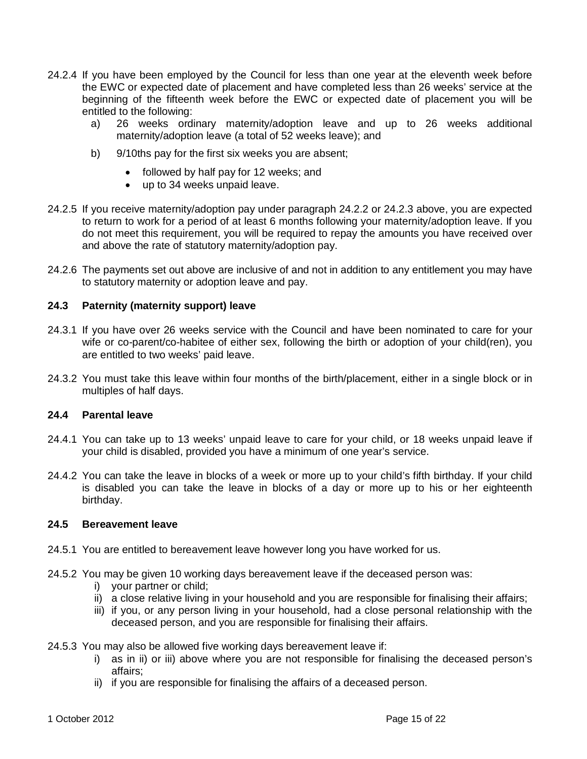24.2.4 If you have been employed by the Council for less than one year at the eleventh week before the EWC or expected date of placement and have completed less than 26 weeks' service at the beginning of the fifteenth week before the EWC or expected date of placement you will be entitled to the following:

a) 26 weeks ordinary maternity/adoption leave and up to 26 weeks additional maternity/adoption leave (a total of 52 weeks leave); and

b) 9/10ths pay for the first six weeks you are absent;

- followed by half pay for 12 weeks; and
- up to 34 weeks unpaid leave.

24.2.5 If you receive maternity/adoption pay under paragraph 24.2.2 or 24.2.3 above, you are expected to return to work for a period of at least 6 months following your maternity/adoption leave. If you do not meet this requirement, you will be required to repay the amounts you have received over and above the rate of statutory maternity/adoption pay.

24.2.6 The payments set out above are inclusive of and not in addition to any entitlement you may have to statutory maternity or adoption leave and pay.

### 24.3 Paternity (maternity support) leave

24.3.1 If you have over 26 weeks service with the Council and have been nominated to care for your wife or co-parent/co-habitee of either sex, following the birth or adoption of your child(ren), you are entitled to two weeks' paid leave.

24.3.2 You must take this leave within four months of the birth/placement, either in a single block or in multiples of half days.

### 24.4 Parental leave

24.4.1 You can take up to 13 weeks' unpaid leave to care for your child, or 18 weeks unpaid leave if your child is disabled, provided you have a minimum of one year's service.

24.4.2 You can take the leave in blocks of a week or more up to your child's fifth birthday. If your child is disabled you can take the leave in blocks of a day or more up to his or her eighteenth birthday.

### 24.5 Bereavement leave

24.5.1 You are entitled to bereavement leave however long you have worked for us.

24.5.2 You may be given 10 working days bereavement leave if the deceased person was:

i) your partner or child;

ii) a close relative living in your household and you are responsible for finalising their affairs;

iii) if you, or any person living in your household, had a close personal relationship with the deceased person, and you are responsible for finalising their affairs.

24.5.3 You may also be allowed five working days bereavement leave if:

i) as in ii) or iii) above where you are not responsible for finalising the deceased person's affairs;

ii) if you are responsible for finalising the affairs of a deceased person.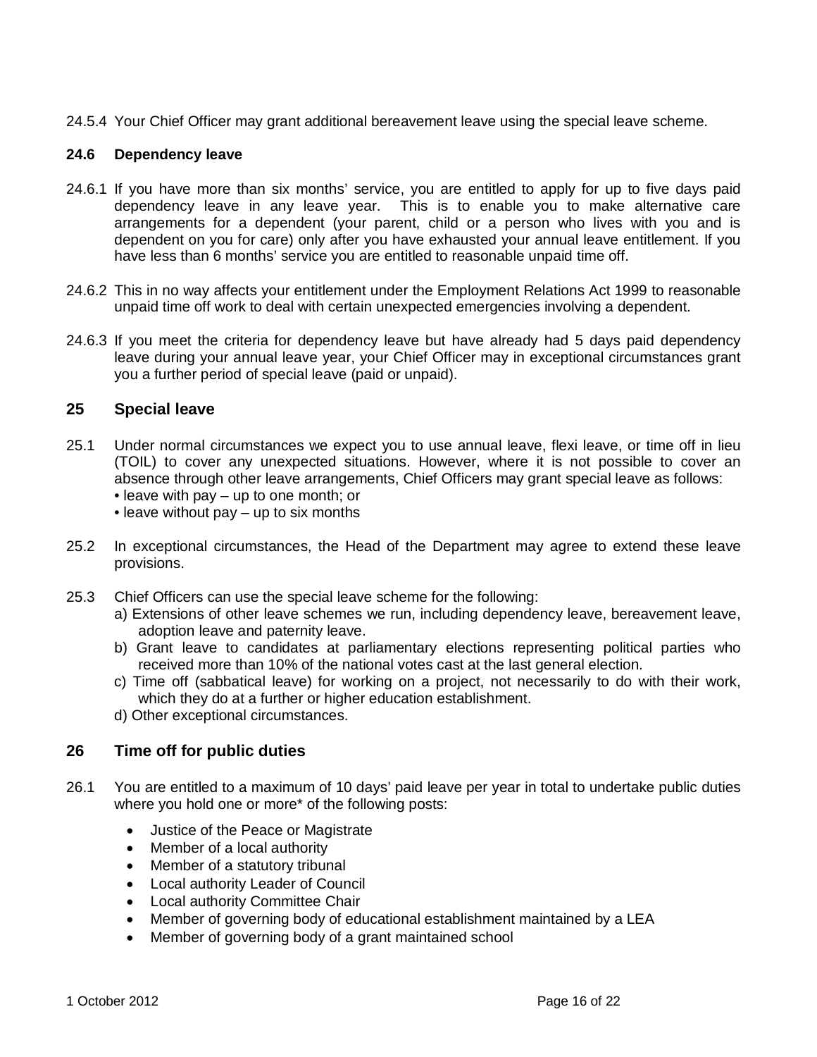24.5.4 Your Chief Officer may grant additional bereavement leave using the special leave scheme.

### 24.6 Dependency leave

24.6.1 If you have more than six months' service, you are entitled to apply for up to five days paid dependency leave in any leave year. This is to enable you to make alternative care arrangements for a dependent (your parent, child or a person who lives with you and is dependent on you for care) only after you have exhausted your annual leave entitlement. If you have less than 6 months' service you are entitled to reasonable unpaid time off.

24.6.2 This in no way affects your entitlement under the Employment Relations Act 1999 to reasonable unpaid time off work to deal with certain unexpected emergencies involving a dependent.

24.6.3 If you meet the criteria for dependency leave but have already had 5 days paid dependency leave during your annual leave year, your Chief Officer may in exceptional circumstances grant you a further period of special leave (paid or unpaid).

## 25 Special leave

25.1 Under normal circumstances we expect you to use annual leave, flexi leave, or time off in lieu (TOIL) to cover any unexpected situations. However, where it is not possible to cover an absence through other leave arrangements, Chief Officers may grant special leave as follows:
• leave with pay – up to one month; or
• leave without pay – up to six months

25.2 In exceptional circumstances, the Head of the Department may agree to extend these leave provisions.

25.3 Chief Officers can use the special leave scheme for the following:
a) Extensions of other leave schemes we run, including dependency leave, bereavement leave, adoption leave and paternity leave.
b) Grant leave to candidates at parliamentary elections representing political parties who received more than 10% of the national votes cast at the last general election.
c) Time off (sabbatical leave) for working on a project, not necessarily to do with their work, which they do at a further or higher education establishment.
d) Other exceptional circumstances.

## 26 Time off for public duties

26.1 You are entitled to a maximum of 10 days' paid leave per year in total to undertake public duties where you hold one or more* of the following posts:

- Justice of the Peace or Magistrate
- Member of a local authority
- Member of a statutory tribunal
- Local authority Leader of Council
- Local authority Committee Chair
- Member of governing body of educational establishment maintained by a LEA
- Member of governing body of a grant maintained school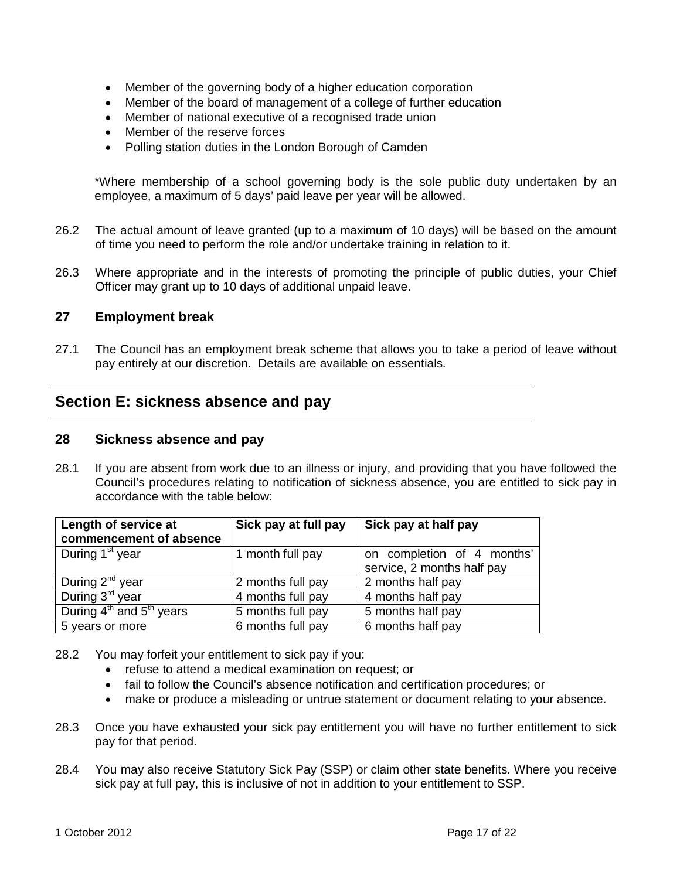- Member of the governing body of a higher education corporation
- Member of the board of management of a college of further education
- Member of national executive of a recognised trade union
- Member of the reserve forces
- Polling station duties in the London Borough of Camden

*Where membership of a school governing body is the sole public duty undertaken by an employee, a maximum of 5 days' paid leave per year will be allowed.

26.2 The actual amount of leave granted (up to a maximum of 10 days) will be based on the amount of time you need to perform the role and/or undertake training in relation to it.

26.3 Where appropriate and in the interests of promoting the principle of public duties, your Chief Officer may grant up to 10 days of additional unpaid leave.

### 27 Employment break

27.1 The Council has an employment break scheme that allows you to take a period of leave without pay entirely at our discretion. Details are available on essentials.

## Section E: sickness absence and pay

### 28 Sickness absence and pay

28.1 If you are absent from work due to an illness or injury, and providing that you have followed the Council's procedures relating to notification of sickness absence, you are entitled to sick pay in accordance with the table below:

| Length of service at commencement of absence | Sick pay at full pay | Sick pay at half pay |
|---|---|---|
| During 1st year | 1 month full pay | on completion of 4 months' service, 2 months half pay |
| During 2nd year | 2 months full pay | 2 months half pay |
| During 3rd year | 4 months full pay | 4 months half pay |
| During 4th and 5th years | 5 months full pay | 5 months half pay |
| 5 years or more | 6 months full pay | 6 months half pay |

28.2 You may forfeit your entitlement to sick pay if you:
- refuse to attend a medical examination on request; or
- fail to follow the Council's absence notification and certification procedures; or
- make or produce a misleading or untrue statement or document relating to your absence.

28.3 Once you have exhausted your sick pay entitlement you will have no further entitlement to sick pay for that period.

28.4 You may also receive Statutory Sick Pay (SSP) or claim other state benefits. Where you receive sick pay at full pay, this is inclusive of not in addition to your entitlement to SSP.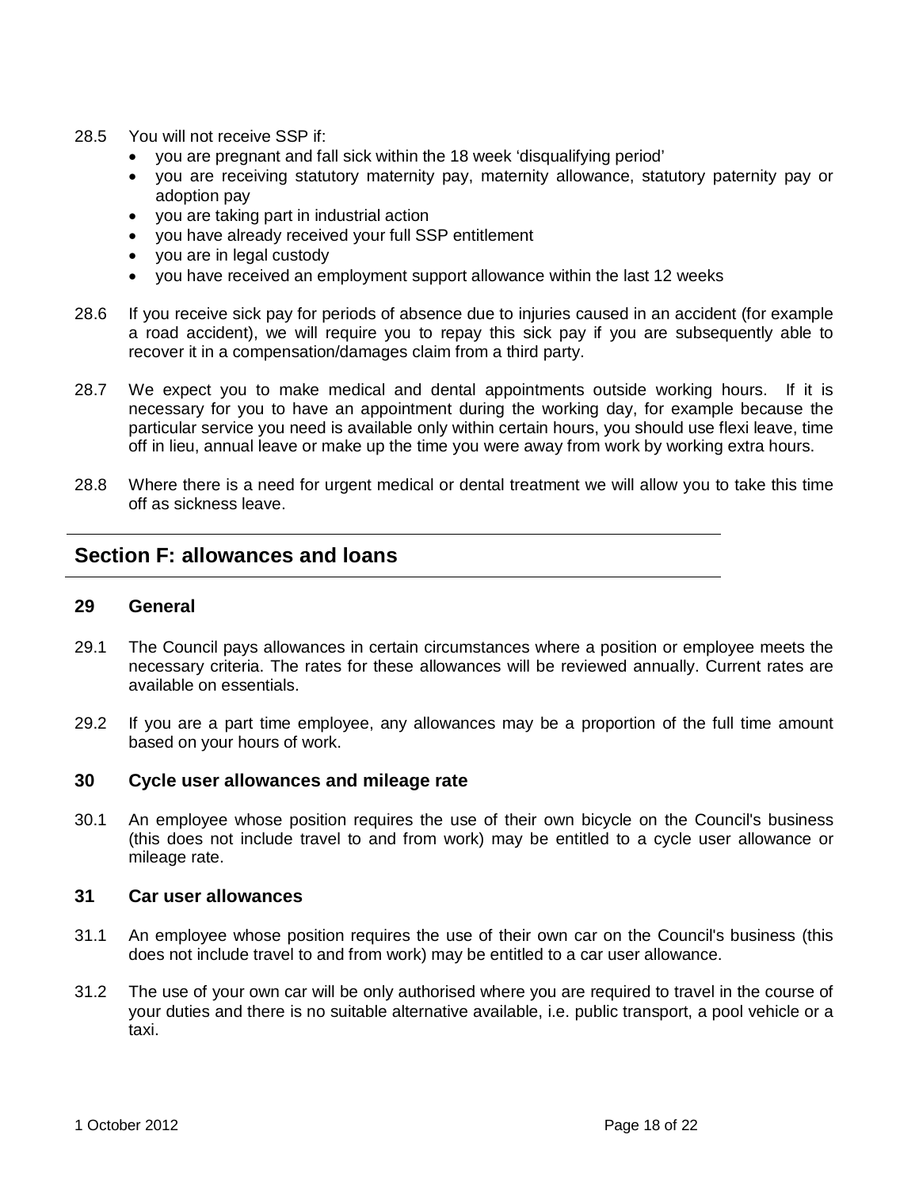28.5 You will not receive SSP if:

- you are pregnant and fall sick within the 18 week 'disqualifying period'
- you are receiving statutory maternity pay, maternity allowance, statutory paternity pay or adoption pay
- you are taking part in industrial action
- you have already received your full SSP entitlement
- you are in legal custody
- you have received an employment support allowance within the last 12 weeks

28.6 If you receive sick pay for periods of absence due to injuries caused in an accident (for example a road accident), we will require you to repay this sick pay if you are subsequently able to recover it in a compensation/damages claim from a third party.

28.7 We expect you to make medical and dental appointments outside working hours. If it is necessary for you to have an appointment during the working day, for example because the particular service you need is available only within certain hours, you should use flexi leave, time off in lieu, annual leave or make up the time you were away from work by working extra hours.

28.8 Where there is a need for urgent medical or dental treatment we will allow you to take this time off as sickness leave.

## Section F: allowances and loans

### 29 General

29.1 The Council pays allowances in certain circumstances where a position or employee meets the necessary criteria. The rates for these allowances will be reviewed annually. Current rates are available on essentials.

29.2 If you are a part time employee, any allowances may be a proportion of the full time amount based on your hours of work.

### 30 Cycle user allowances and mileage rate

30.1 An employee whose position requires the use of their own bicycle on the Council's business (this does not include travel to and from work) may be entitled to a cycle user allowance or mileage rate.

### 31 Car user allowances

31.1 An employee whose position requires the use of their own car on the Council's business (this does not include travel to and from work) may be entitled to a car user allowance.

31.2 The use of your own car will be only authorised where you are required to travel in the course of your duties and there is no suitable alternative available, i.e. public transport, a pool vehicle or a taxi.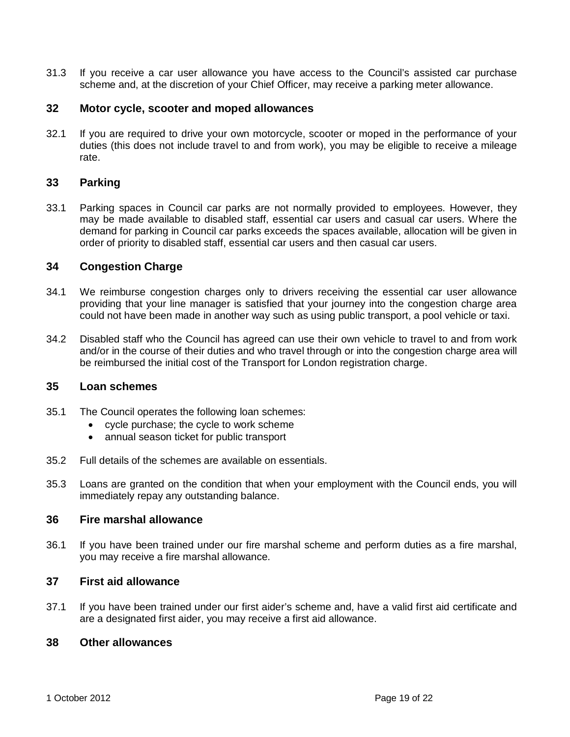31.3 If you receive a car user allowance you have access to the Council's assisted car purchase scheme and, at the discretion of your Chief Officer, may receive a parking meter allowance.

## 32 Motor cycle, scooter and moped allowances

32.1 If you are required to drive your own motorcycle, scooter or moped in the performance of your duties (this does not include travel to and from work), you may be eligible to receive a mileage rate.

## 33 Parking

33.1 Parking spaces in Council car parks are not normally provided to employees. However, they may be made available to disabled staff, essential car users and casual car users. Where the demand for parking in Council car parks exceeds the spaces available, allocation will be given in order of priority to disabled staff, essential car users and then casual car users.

## 34 Congestion Charge

34.1 We reimburse congestion charges only to drivers receiving the essential car user allowance providing that your line manager is satisfied that your journey into the congestion charge area could not have been made in another way such as using public transport, a pool vehicle or taxi.

34.2 Disabled staff who the Council has agreed can use their own vehicle to travel to and from work and/or in the course of their duties and who travel through or into the congestion charge area will be reimbursed the initial cost of the Transport for London registration charge.

## 35 Loan schemes

35.1 The Council operates the following loan schemes:

- cycle purchase; the cycle to work scheme
- annual season ticket for public transport

35.2 Full details of the schemes are available on essentials.

35.3 Loans are granted on the condition that when your employment with the Council ends, you will immediately repay any outstanding balance.

## 36 Fire marshal allowance

36.1 If you have been trained under our fire marshal scheme and perform duties as a fire marshal, you may receive a fire marshal allowance.

## 37 First aid allowance

37.1 If you have been trained under our first aider's scheme and, have a valid first aid certificate and are a designated first aider, you may receive a first aid allowance.

## 38 Other allowances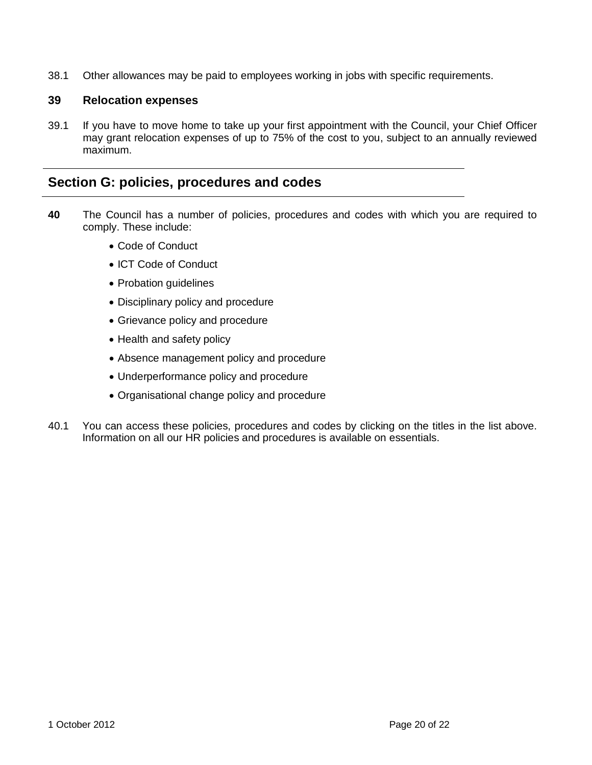38.1 Other allowances may be paid to employees working in jobs with specific requirements.

### 39 Relocation expenses

39.1 If you have to move home to take up your first appointment with the Council, your Chief Officer may grant relocation expenses of up to 75% of the cost to you, subject to an annually reviewed maximum.

## Section G: policies, procedures and codes

**40** The Council has a number of policies, procedures and codes with which you are required to comply. These include:

- Code of Conduct
- ICT Code of Conduct
- Probation guidelines
- Disciplinary policy and procedure
- Grievance policy and procedure
- Health and safety policy
- Absence management policy and procedure
- Underperformance policy and procedure
- Organisational change policy and procedure

40.1 You can access these policies, procedures and codes by clicking on the titles in the list above. Information on all our HR policies and procedures is available on essentials.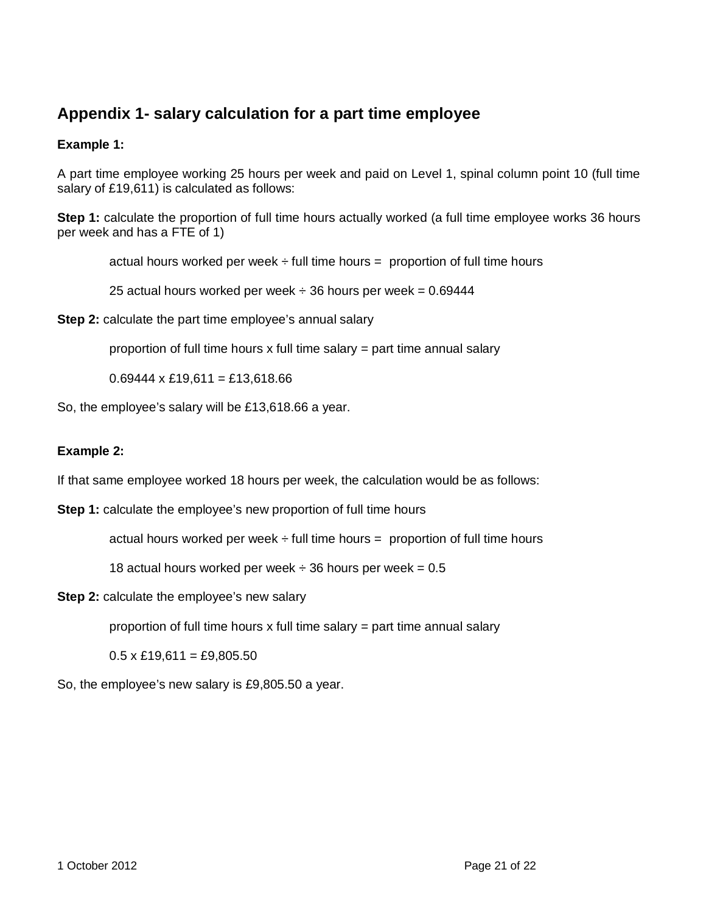## Appendix 1- salary calculation for a part time employee

**Example 1:**

A part time employee working 25 hours per week and paid on Level 1, spinal column point 10 (full time salary of £19,611) is calculated as follows:

**Step 1:** calculate the proportion of full time hours actually worked (a full time employee works 36 hours per week and has a FTE of 1)

actual hours worked per week ÷ full time hours = proportion of full time hours

25 actual hours worked per week ÷ 36 hours per week = 0.69444

**Step 2:** calculate the part time employee's annual salary

proportion of full time hours x full time salary = part time annual salary

0.69444 x £19,611 = £13,618.66

So, the employee's salary will be £13,618.66 a year.

**Example 2:**

If that same employee worked 18 hours per week, the calculation would be as follows:

**Step 1:** calculate the employee's new proportion of full time hours

actual hours worked per week ÷ full time hours = proportion of full time hours

18 actual hours worked per week ÷ 36 hours per week = 0.5

**Step 2:** calculate the employee's new salary

proportion of full time hours x full time salary = part time annual salary

0.5 x £19,611 = £9,805.50

So, the employee's new salary is £9,805.50 a year.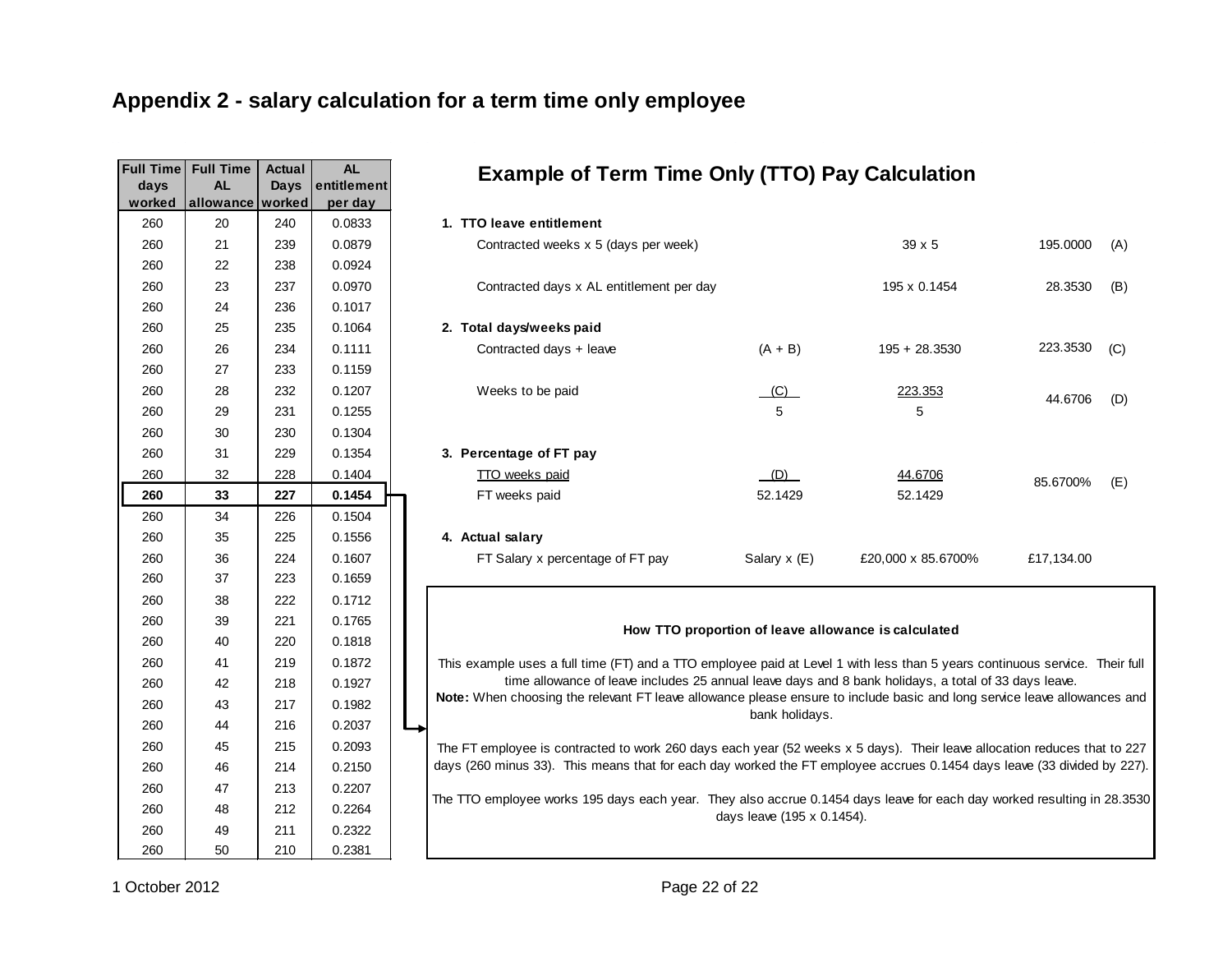## Appendix 2 - salary calculation for a term time only employee

| Full Time days worked | Full Time AL allowance | Actual Days worked | AL entitlement per day |
|---|---|---|---|
| 260 | 20 | 240 | 0.0833 |
| 260 | 21 | 239 | 0.0879 |
| 260 | 22 | 238 | 0.0924 |
| 260 | 23 | 237 | 0.0970 |
| 260 | 24 | 236 | 0.1017 |
| 260 | 25 | 235 | 0.1064 |
| 260 | 26 | 234 | 0.1111 |
| 260 | 27 | 233 | 0.1159 |
| 260 | 28 | 232 | 0.1207 |
| 260 | 29 | 231 | 0.1255 |
| 260 | 30 | 230 | 0.1304 |
| 260 | 31 | 229 | 0.1354 |
| 260 | 32 | 228 | 0.1404 |
| **260** | **33** | **227** | **0.1454** |
| 260 | 34 | 226 | 0.1504 |
| 260 | 35 | 225 | 0.1556 |
| 260 | 36 | 224 | 0.1607 |
| 260 | 37 | 223 | 0.1659 |
| 260 | 38 | 222 | 0.1712 |
| 260 | 39 | 221 | 0.1765 |
| 260 | 40 | 220 | 0.1818 |
| 260 | 41 | 219 | 0.1872 |
| 260 | 42 | 218 | 0.1927 |
| 260 | 43 | 217 | 0.1982 |
| 260 | 44 | 216 | 0.2037 |
| 260 | 45 | 215 | 0.2093 |
| 260 | 46 | 214 | 0.2150 |
| 260 | 47 | 213 | 0.2207 |
| 260 | 48 | 212 | 0.2264 |
| 260 | 49 | 211 | 0.2322 |
| 260 | 50 | 210 | 0.2381 |

### Example of Term Time Only (TTO) Pay Calculation

| | | | | |
|---|---|---|---|---|
| **1. TTO leave entitlement** | | | | |
| Contracted weeks x 5 (days per week) | | 39 x 5 | 195.0000 | (A) |
| Contracted days x AL entitlement per day | | 195 x 0.1454 | 28.3530 | (B) |
| **2. Total days/weeks paid** | | | | |
| Contracted days + leave | (A + B) | 195 + 28.3530 | 223.3530 | (C) |
| Weeks to be paid | (C) / 5 | 223.353 / 5 | 44.6706 | (D) |
| **3. Percentage of FT pay** | | | | |
| TTO weeks paid / FT weeks paid | (D) / 52.1429 | 44.6706 / 52.1429 | 85.6700% | (E) |
| **4. Actual salary** | | | | |
| FT Salary x percentage of FT pay | Salary x (E) | £20,000 x 85.6700% | £17,134.00 | |

**How TTO proportion of leave allowance is calculated**

This example uses a full time (FT) and a TTO employee paid at Level 1 with less than 5 years continuous service. Their full time allowance of leave includes 25 annual leave days and 8 bank holidays, a total of 33 days leave.

**Note:** When choosing the relevant FT leave allowance please ensure to include basic and long service leave allowances and bank holidays.

The FT employee is contracted to work 260 days each year (52 weeks x 5 days). Their leave allocation reduces that to 227 days (260 minus 33). This means that for each day worked the FT employee accrues 0.1454 days leave (33 divided by 227).

The TTO employee works 195 days each year. They also accrue 0.1454 days leave for each day worked resulting in 28.3530 days leave (195 x 0.1454).

1 October 2012